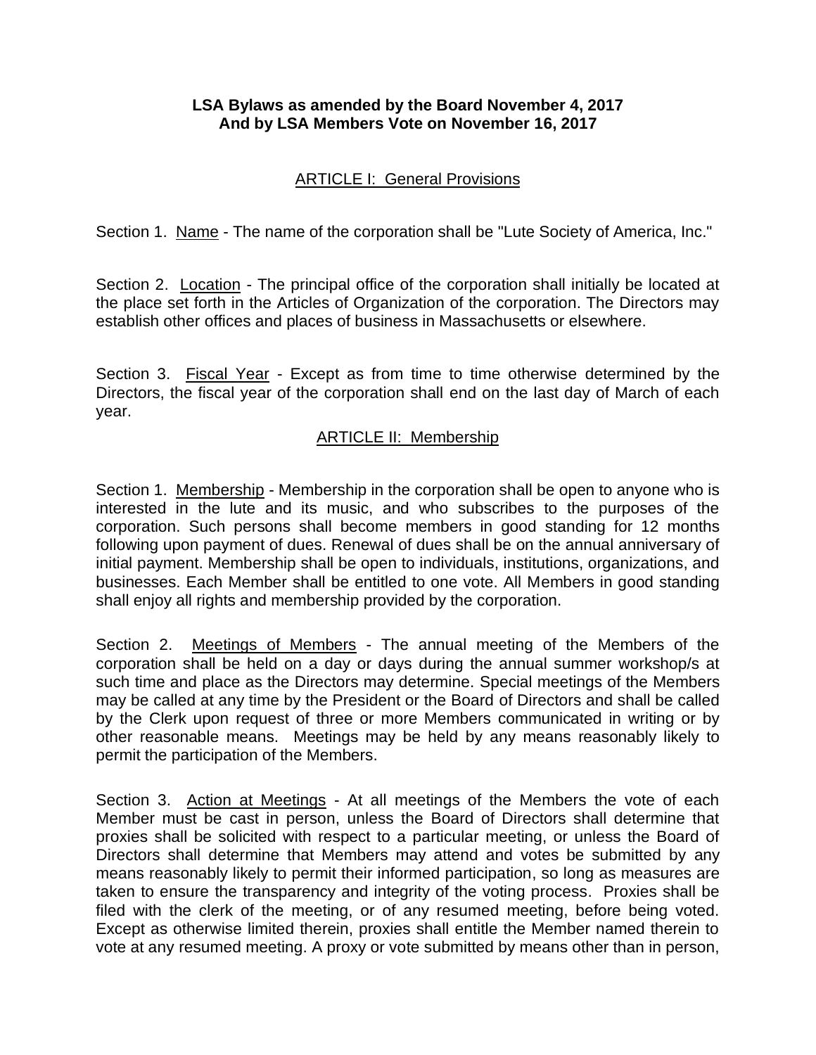**LSA Bylaws as amended by the Board November 4, 2017**
**And by LSA Members Vote on November 16, 2017**

## ARTICLE I: General Provisions

Section 1. Name - The name of the corporation shall be "Lute Society of America, Inc."

Section 2. Location - The principal office of the corporation shall initially be located at the place set forth in the Articles of Organization of the corporation. The Directors may establish other offices and places of business in Massachusetts or elsewhere.

Section 3. Fiscal Year - Except as from time to time otherwise determined by the Directors, the fiscal year of the corporation shall end on the last day of March of each year.

## ARTICLE II: Membership

Section 1. Membership - Membership in the corporation shall be open to anyone who is interested in the lute and its music, and who subscribes to the purposes of the corporation. Such persons shall become members in good standing for 12 months following upon payment of dues. Renewal of dues shall be on the annual anniversary of initial payment. Membership shall be open to individuals, institutions, organizations, and businesses. Each Member shall be entitled to one vote. All Members in good standing shall enjoy all rights and membership provided by the corporation.

Section 2. Meetings of Members - The annual meeting of the Members of the corporation shall be held on a day or days during the annual summer workshop/s at such time and place as the Directors may determine. Special meetings of the Members may be called at any time by the President or the Board of Directors and shall be called by the Clerk upon request of three or more Members communicated in writing or by other reasonable means. Meetings may be held by any means reasonably likely to permit the participation of the Members.

Section 3. Action at Meetings - At all meetings of the Members the vote of each Member must be cast in person, unless the Board of Directors shall determine that proxies shall be solicited with respect to a particular meeting, or unless the Board of Directors shall determine that Members may attend and votes be submitted by any means reasonably likely to permit their informed participation, so long as measures are taken to ensure the transparency and integrity of the voting process. Proxies shall be filed with the clerk of the meeting, or of any resumed meeting, before being voted. Except as otherwise limited therein, proxies shall entitle the Member named therein to vote at any resumed meeting. A proxy or vote submitted by means other than in person,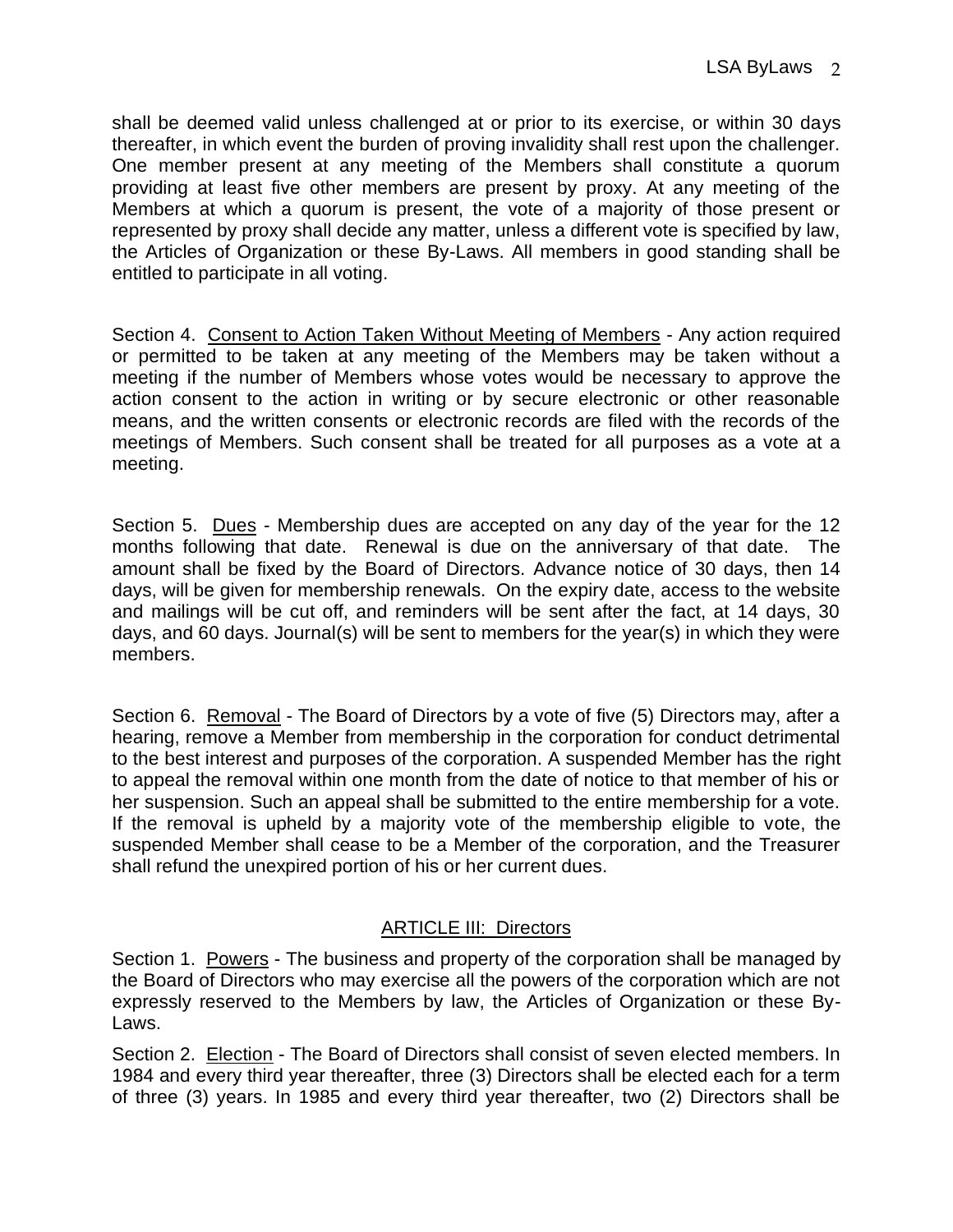shall be deemed valid unless challenged at or prior to its exercise, or within 30 days thereafter, in which event the burden of proving invalidity shall rest upon the challenger. One member present at any meeting of the Members shall constitute a quorum providing at least five other members are present by proxy. At any meeting of the Members at which a quorum is present, the vote of a majority of those present or represented by proxy shall decide any matter, unless a different vote is specified by law, the Articles of Organization or these By-Laws. All members in good standing shall be entitled to participate in all voting.

Section 4. <u>Consent to Action Taken Without Meeting of Members</u> - Any action required or permitted to be taken at any meeting of the Members may be taken without a meeting if the number of Members whose votes would be necessary to approve the action consent to the action in writing or by secure electronic or other reasonable means, and the written consents or electronic records are filed with the records of the meetings of Members. Such consent shall be treated for all purposes as a vote at a meeting.

Section 5. <u>Dues</u> - Membership dues are accepted on any day of the year for the 12 months following that date. Renewal is due on the anniversary of that date. The amount shall be fixed by the Board of Directors. Advance notice of 30 days, then 14 days, will be given for membership renewals. On the expiry date, access to the website and mailings will be cut off, and reminders will be sent after the fact, at 14 days, 30 days, and 60 days. Journal(s) will be sent to members for the year(s) in which they were members.

Section 6. <u>Removal</u> - The Board of Directors by a vote of five (5) Directors may, after a hearing, remove a Member from membership in the corporation for conduct detrimental to the best interest and purposes of the corporation. A suspended Member has the right to appeal the removal within one month from the date of notice to that member of his or her suspension. Such an appeal shall be submitted to the entire membership for a vote. If the removal is upheld by a majority vote of the membership eligible to vote, the suspended Member shall cease to be a Member of the corporation, and the Treasurer shall refund the unexpired portion of his or her current dues.

## ARTICLE III: Directors

Section 1. <u>Powers</u> - The business and property of the corporation shall be managed by the Board of Directors who may exercise all the powers of the corporation which are not expressly reserved to the Members by law, the Articles of Organization or these By-Laws.

Section 2. <u>Election</u> - The Board of Directors shall consist of seven elected members. In 1984 and every third year thereafter, three (3) Directors shall be elected each for a term of three (3) years. In 1985 and every third year thereafter, two (2) Directors shall be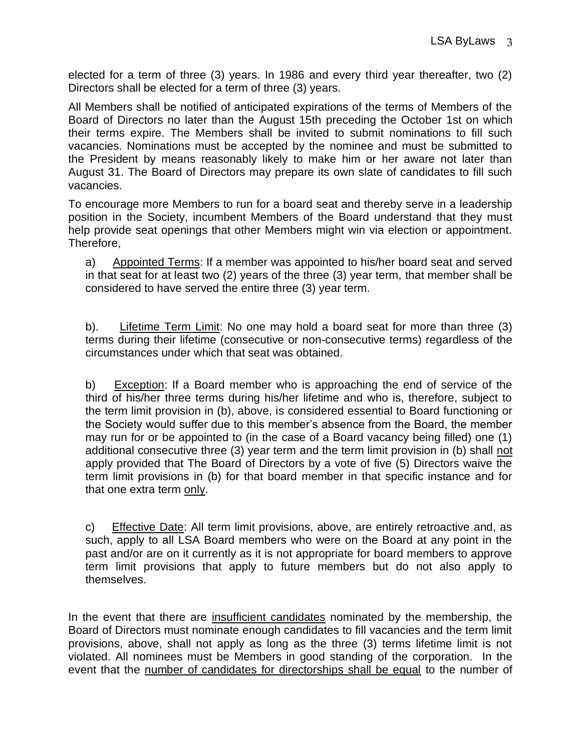elected for a term of three (3) years. In 1986 and every third year thereafter, two (2) Directors shall be elected for a term of three (3) years.

All Members shall be notified of anticipated expirations of the terms of Members of the Board of Directors no later than the August 15th preceding the October 1st on which their terms expire. The Members shall be invited to submit nominations to fill such vacancies. Nominations must be accepted by the nominee and must be submitted to the President by means reasonably likely to make him or her aware not later than August 31. The Board of Directors may prepare its own slate of candidates to fill such vacancies.

To encourage more Members to run for a board seat and thereby serve in a leadership position in the Society, incumbent Members of the Board understand that they must help provide seat openings that other Members might win via election or appointment. Therefore,

a) <u>Appointed Terms</u>: If a member was appointed to his/her board seat and served in that seat for at least two (2) years of the three (3) year term, that member shall be considered to have served the entire three (3) year term.

b). <u>Lifetime Term Limit</u>: No one may hold a board seat for more than three (3) terms during their lifetime (consecutive or non-consecutive terms) regardless of the circumstances under which that seat was obtained.

b) <u>Exception</u>: If a Board member who is approaching the end of service of the third of his/her three terms during his/her lifetime and who is, therefore, subject to the term limit provision in (b), above, is considered essential to Board functioning or the Society would suffer due to this member's absence from the Board, the member may run for or be appointed to (in the case of a Board vacancy being filled) one (1) additional consecutive three (3) year term and the term limit provision in (b) shall <u>not</u> apply provided that The Board of Directors by a vote of five (5) Directors waive the term limit provisions in (b) for that board member in that specific instance and for that one extra term <u>only</u>.

c) <u>Effective Date</u>: All term limit provisions, above, are entirely retroactive and, as such, apply to all LSA Board members who were on the Board at any point in the past and/or are on it currently as it is not appropriate for board members to approve term limit provisions that apply to future members but do not also apply to themselves.

In the event that there are <u>insufficient candidates</u> nominated by the membership, the Board of Directors must nominate enough candidates to fill vacancies and the term limit provisions, above, shall not apply as long as the three (3) terms lifetime limit is not violated. All nominees must be Members in good standing of the corporation. In the event that the <u>number of candidates for directorships shall be equal</u> to the number of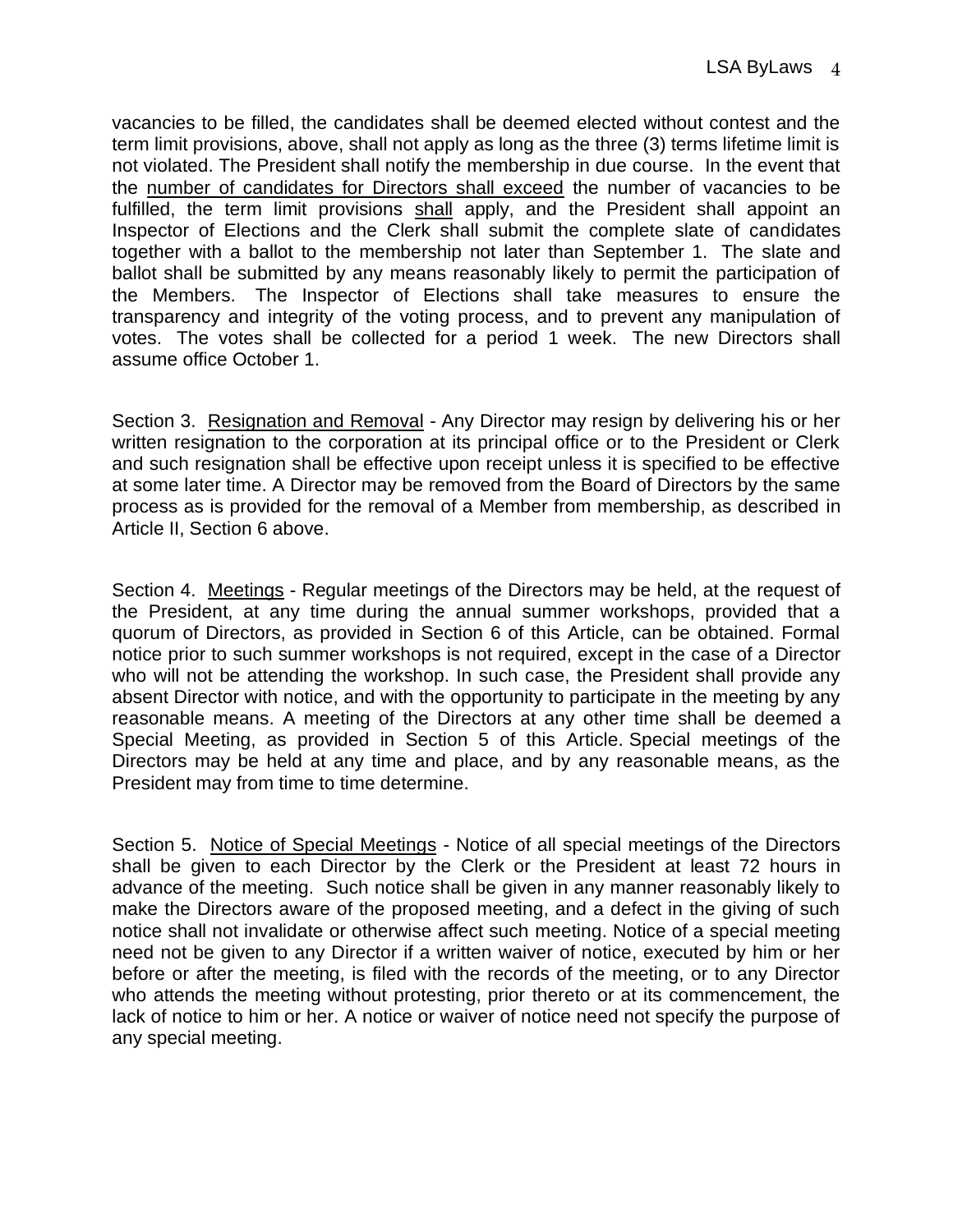vacancies to be filled, the candidates shall be deemed elected without contest and the term limit provisions, above, shall not apply as long as the three (3) terms lifetime limit is not violated. The President shall notify the membership in due course. In the event that the <u>number of candidates for Directors shall exceed</u> the number of vacancies to be fulfilled, the term limit provisions <u>shall</u> apply, and the President shall appoint an Inspector of Elections and the Clerk shall submit the complete slate of candidates together with a ballot to the membership not later than September 1. The slate and ballot shall be submitted by any means reasonably likely to permit the participation of the Members. The Inspector of Elections shall take measures to ensure the transparency and integrity of the voting process, and to prevent any manipulation of votes. The votes shall be collected for a period 1 week. The new Directors shall assume office October 1.

Section 3. <u>Resignation and Removal</u> - Any Director may resign by delivering his or her written resignation to the corporation at its principal office or to the President or Clerk and such resignation shall be effective upon receipt unless it is specified to be effective at some later time. A Director may be removed from the Board of Directors by the same process as is provided for the removal of a Member from membership, as described in Article II, Section 6 above.

Section 4. <u>Meetings</u> - Regular meetings of the Directors may be held, at the request of the President, at any time during the annual summer workshops, provided that a quorum of Directors, as provided in Section 6 of this Article, can be obtained. Formal notice prior to such summer workshops is not required, except in the case of a Director who will not be attending the workshop. In such case, the President shall provide any absent Director with notice, and with the opportunity to participate in the meeting by any reasonable means. A meeting of the Directors at any other time shall be deemed a Special Meeting, as provided in Section 5 of this Article. Special meetings of the Directors may be held at any time and place, and by any reasonable means, as the President may from time to time determine.

Section 5. <u>Notice of Special Meetings</u> - Notice of all special meetings of the Directors shall be given to each Director by the Clerk or the President at least 72 hours in advance of the meeting. Such notice shall be given in any manner reasonably likely to make the Directors aware of the proposed meeting, and a defect in the giving of such notice shall not invalidate or otherwise affect such meeting. Notice of a special meeting need not be given to any Director if a written waiver of notice, executed by him or her before or after the meeting, is filed with the records of the meeting, or to any Director who attends the meeting without protesting, prior thereto or at its commencement, the lack of notice to him or her. A notice or waiver of notice need not specify the purpose of any special meeting.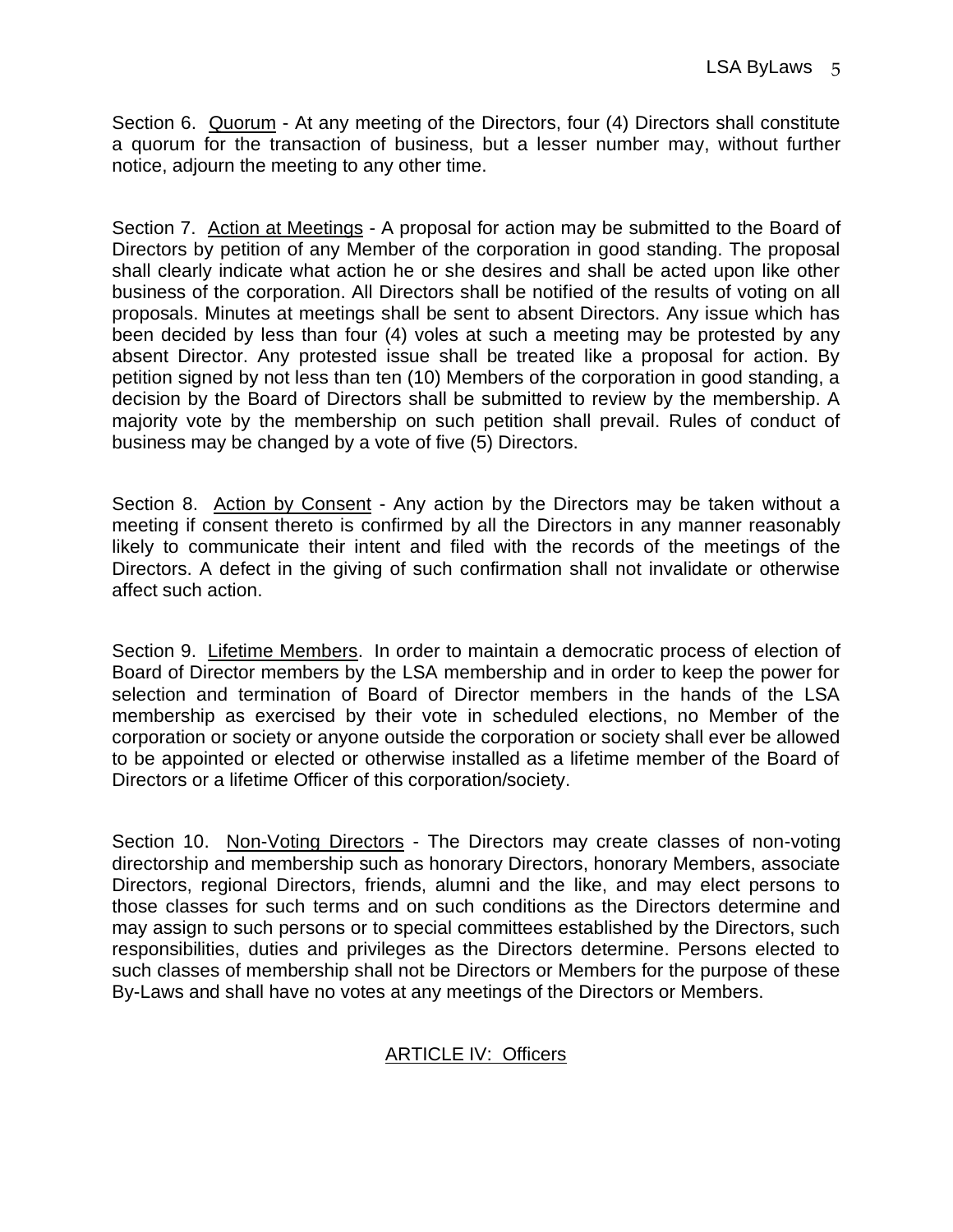Section 6. <u>Quorum</u> - At any meeting of the Directors, four (4) Directors shall constitute a quorum for the transaction of business, but a lesser number may, without further notice, adjourn the meeting to any other time.

Section 7. <u>Action at Meetings</u> - A proposal for action may be submitted to the Board of Directors by petition of any Member of the corporation in good standing. The proposal shall clearly indicate what action he or she desires and shall be acted upon like other business of the corporation. All Directors shall be notified of the results of voting on all proposals. Minutes at meetings shall be sent to absent Directors. Any issue which has been decided by less than four (4) voles at such a meeting may be protested by any absent Director. Any protested issue shall be treated like a proposal for action. By petition signed by not less than ten (10) Members of the corporation in good standing, a decision by the Board of Directors shall be submitted to review by the membership. A majority vote by the membership on such petition shall prevail. Rules of conduct of business may be changed by a vote of five (5) Directors.

Section 8. <u>Action by Consent</u> - Any action by the Directors may be taken without a meeting if consent thereto is confirmed by all the Directors in any manner reasonably likely to communicate their intent and filed with the records of the meetings of the Directors. A defect in the giving of such confirmation shall not invalidate or otherwise affect such action.

Section 9. <u>Lifetime Members</u>. In order to maintain a democratic process of election of Board of Director members by the LSA membership and in order to keep the power for selection and termination of Board of Director members in the hands of the LSA membership as exercised by their vote in scheduled elections, no Member of the corporation or society or anyone outside the corporation or society shall ever be allowed to be appointed or elected or otherwise installed as a lifetime member of the Board of Directors or a lifetime Officer of this corporation/society.

Section 10. <u>Non-Voting Directors</u> - The Directors may create classes of non-voting directorship and membership such as honorary Directors, honorary Members, associate Directors, regional Directors, friends, alumni and the like, and may elect persons to those classes for such terms and on such conditions as the Directors determine and may assign to such persons or to special committees established by the Directors, such responsibilities, duties and privileges as the Directors determine. Persons elected to such classes of membership shall not be Directors or Members for the purpose of these By-Laws and shall have no votes at any meetings of the Directors or Members.

## ARTICLE IV: Officers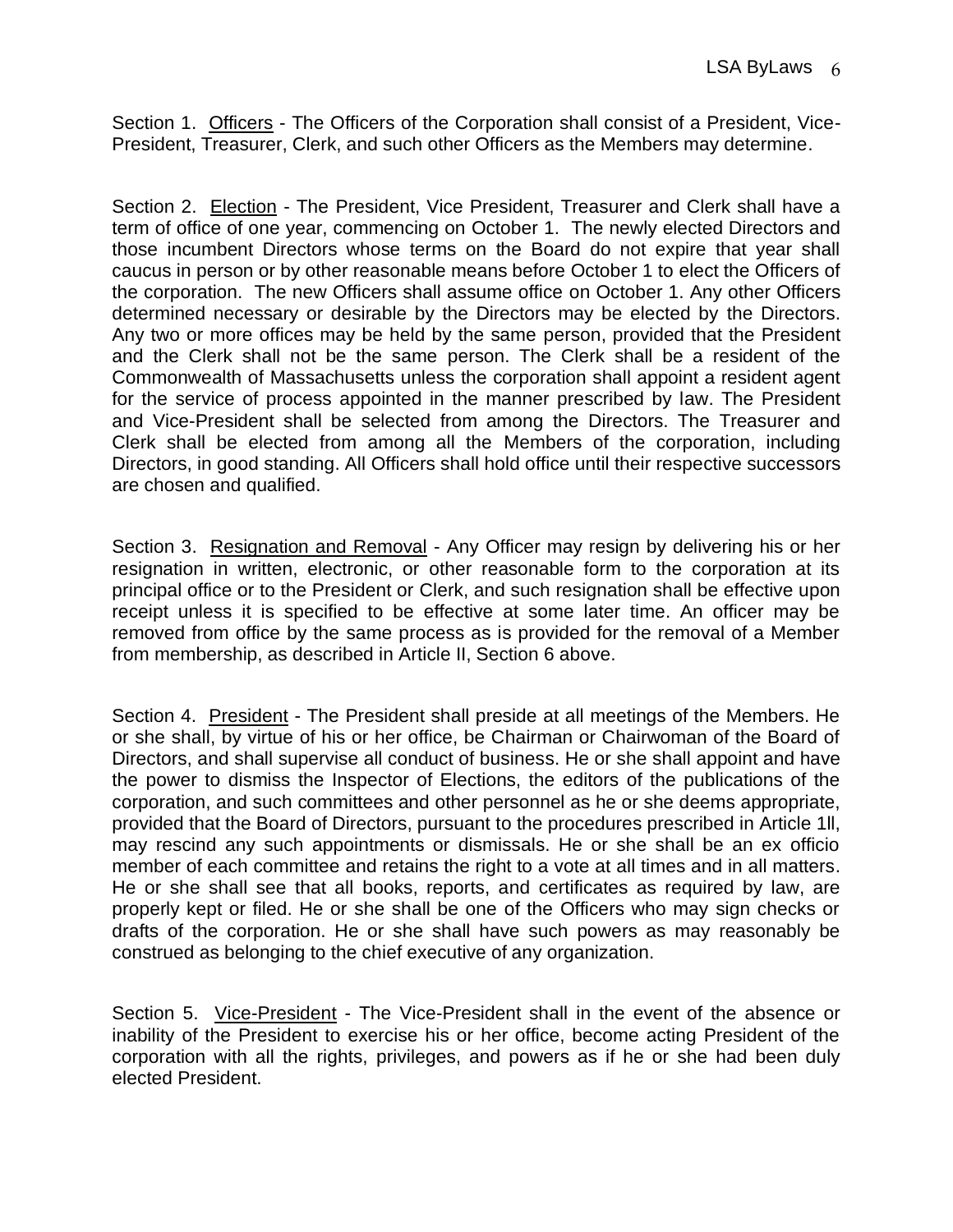Section 1. <u>Officers</u> - The Officers of the Corporation shall consist of a President, Vice-President, Treasurer, Clerk, and such other Officers as the Members may determine.

Section 2. <u>Election</u> - The President, Vice President, Treasurer and Clerk shall have a term of office of one year, commencing on October 1. The newly elected Directors and those incumbent Directors whose terms on the Board do not expire that year shall caucus in person or by other reasonable means before October 1 to elect the Officers of the corporation. The new Officers shall assume office on October 1. Any other Officers determined necessary or desirable by the Directors may be elected by the Directors. Any two or more offices may be held by the same person, provided that the President and the Clerk shall not be the same person. The Clerk shall be a resident of the Commonwealth of Massachusetts unless the corporation shall appoint a resident agent for the service of process appointed in the manner prescribed by law. The President and Vice-President shall be selected from among the Directors. The Treasurer and Clerk shall be elected from among all the Members of the corporation, including Directors, in good standing. All Officers shall hold office until their respective successors are chosen and qualified.

Section 3. <u>Resignation and Removal</u> - Any Officer may resign by delivering his or her resignation in written, electronic, or other reasonable form to the corporation at its principal office or to the President or Clerk, and such resignation shall be effective upon receipt unless it is specified to be effective at some later time. An officer may be removed from office by the same process as is provided for the removal of a Member from membership, as described in Article II, Section 6 above.

Section 4. <u>President</u> - The President shall preside at all meetings of the Members. He or she shall, by virtue of his or her office, be Chairman or Chairwoman of the Board of Directors, and shall supervise all conduct of business. He or she shall appoint and have the power to dismiss the Inspector of Elections, the editors of the publications of the corporation, and such committees and other personnel as he or she deems appropriate, provided that the Board of Directors, pursuant to the procedures prescribed in Article 1ll, may rescind any such appointments or dismissals. He or she shall be an ex officio member of each committee and retains the right to a vote at all times and in all matters. He or she shall see that all books, reports, and certificates as required by law, are properly kept or filed. He or she shall be one of the Officers who may sign checks or drafts of the corporation. He or she shall have such powers as may reasonably be construed as belonging to the chief executive of any organization.

Section 5. <u>Vice-President</u> - The Vice-President shall in the event of the absence or inability of the President to exercise his or her office, become acting President of the corporation with all the rights, privileges, and powers as if he or she had been duly elected President.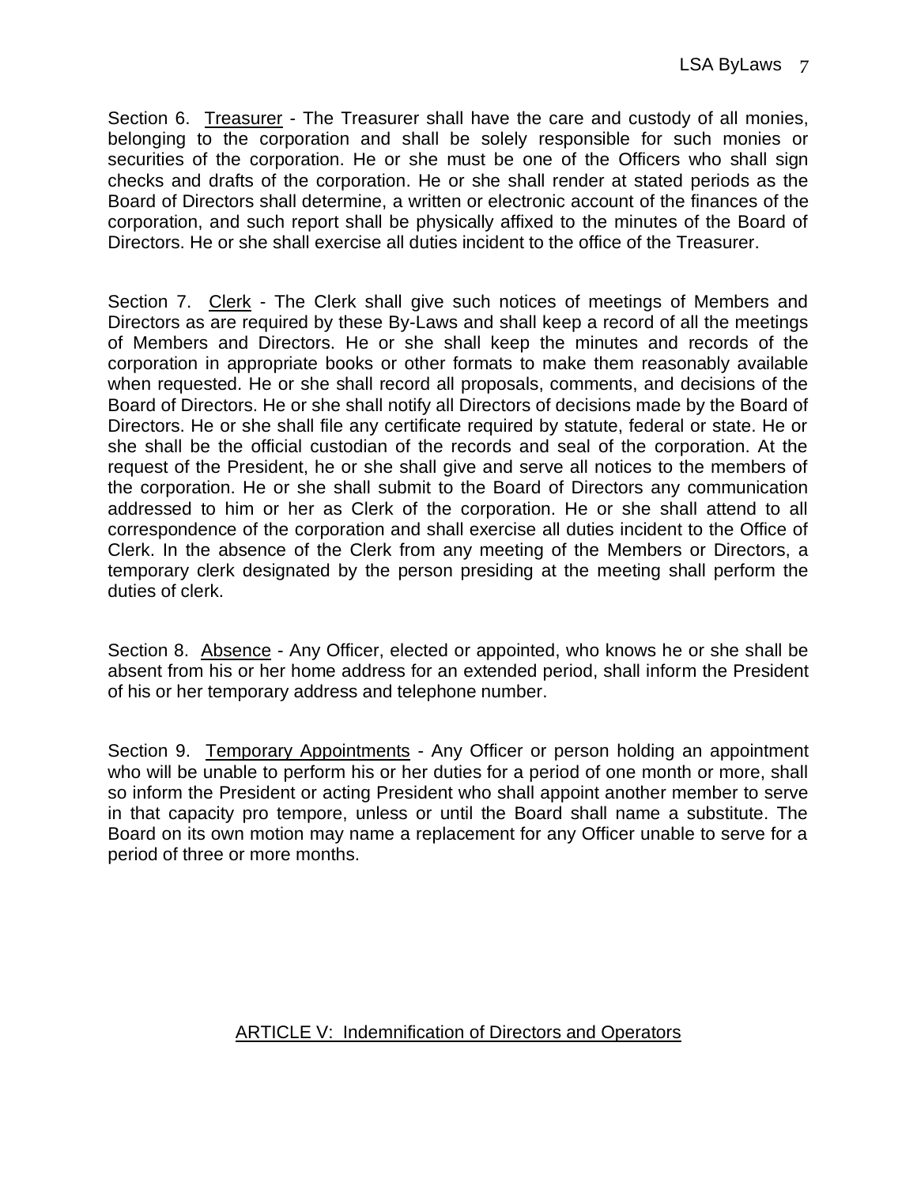Section 6. Treasurer - The Treasurer shall have the care and custody of all monies, belonging to the corporation and shall be solely responsible for such monies or securities of the corporation. He or she must be one of the Officers who shall sign checks and drafts of the corporation. He or she shall render at stated periods as the Board of Directors shall determine, a written or electronic account of the finances of the corporation, and such report shall be physically affixed to the minutes of the Board of Directors. He or she shall exercise all duties incident to the office of the Treasurer.

Section 7. Clerk - The Clerk shall give such notices of meetings of Members and Directors as are required by these By-Laws and shall keep a record of all the meetings of Members and Directors. He or she shall keep the minutes and records of the corporation in appropriate books or other formats to make them reasonably available when requested. He or she shall record all proposals, comments, and decisions of the Board of Directors. He or she shall notify all Directors of decisions made by the Board of Directors. He or she shall file any certificate required by statute, federal or state. He or she shall be the official custodian of the records and seal of the corporation. At the request of the President, he or she shall give and serve all notices to the members of the corporation. He or she shall submit to the Board of Directors any communication addressed to him or her as Clerk of the corporation. He or she shall attend to all correspondence of the corporation and shall exercise all duties incident to the Office of Clerk. In the absence of the Clerk from any meeting of the Members or Directors, a temporary clerk designated by the person presiding at the meeting shall perform the duties of clerk.

Section 8. Absence - Any Officer, elected or appointed, who knows he or she shall be absent from his or her home address for an extended period, shall inform the President of his or her temporary address and telephone number.

Section 9. Temporary Appointments - Any Officer or person holding an appointment who will be unable to perform his or her duties for a period of one month or more, shall so inform the President or acting President who shall appoint another member to serve in that capacity pro tempore, unless or until the Board shall name a substitute. The Board on its own motion may name a replacement for any Officer unable to serve for a period of three or more months.

## ARTICLE V: Indemnification of Directors and Operators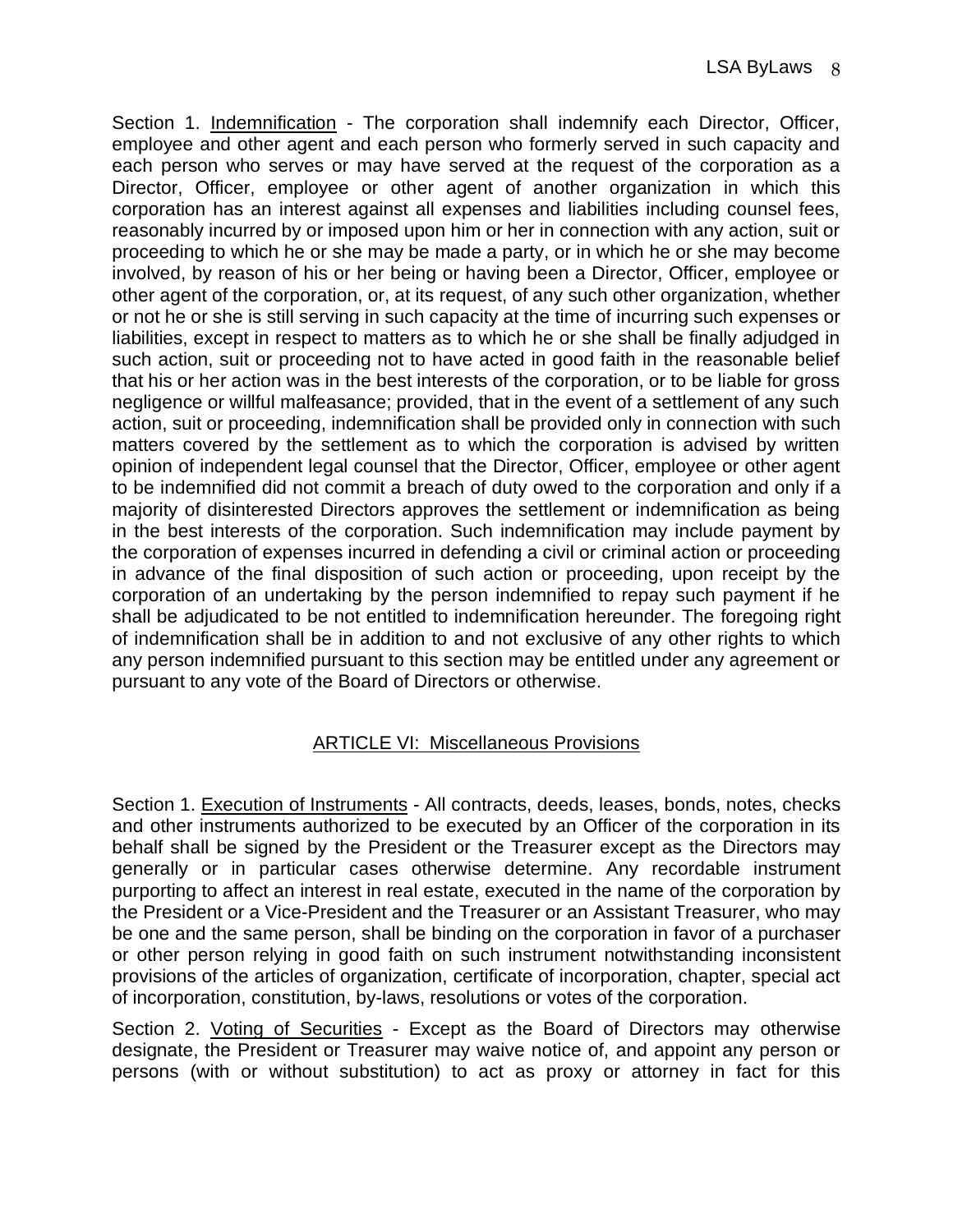Section 1. <u>Indemnification</u> - The corporation shall indemnify each Director, Officer, employee and other agent and each person who formerly served in such capacity and each person who serves or may have served at the request of the corporation as a Director, Officer, employee or other agent of another organization in which this corporation has an interest against all expenses and liabilities including counsel fees, reasonably incurred by or imposed upon him or her in connection with any action, suit or proceeding to which he or she may be made a party, or in which he or she may become involved, by reason of his or her being or having been a Director, Officer, employee or other agent of the corporation, or, at its request, of any such other organization, whether or not he or she is still serving in such capacity at the time of incurring such expenses or liabilities, except in respect to matters as to which he or she shall be finally adjudged in such action, suit or proceeding not to have acted in good faith in the reasonable belief that his or her action was in the best interests of the corporation, or to be liable for gross negligence or willful malfeasance; provided, that in the event of a settlement of any such action, suit or proceeding, indemnification shall be provided only in connection with such matters covered by the settlement as to which the corporation is advised by written opinion of independent legal counsel that the Director, Officer, employee or other agent to be indemnified did not commit a breach of duty owed to the corporation and only if a majority of disinterested Directors approves the settlement or indemnification as being in the best interests of the corporation. Such indemnification may include payment by the corporation of expenses incurred in defending a civil or criminal action or proceeding in advance of the final disposition of such action or proceeding, upon receipt by the corporation of an undertaking by the person indemnified to repay such payment if he shall be adjudicated to be not entitled to indemnification hereunder. The foregoing right of indemnification shall be in addition to and not exclusive of any other rights to which any person indemnified pursuant to this section may be entitled under any agreement or pursuant to any vote of the Board of Directors or otherwise.

## ARTICLE VI: Miscellaneous Provisions

Section 1. <u>Execution of Instruments</u> - All contracts, deeds, leases, bonds, notes, checks and other instruments authorized to be executed by an Officer of the corporation in its behalf shall be signed by the President or the Treasurer except as the Directors may generally or in particular cases otherwise determine. Any recordable instrument purporting to affect an interest in real estate, executed in the name of the corporation by the President or a Vice-President and the Treasurer or an Assistant Treasurer, who may be one and the same person, shall be binding on the corporation in favor of a purchaser or other person relying in good faith on such instrument notwithstanding inconsistent provisions of the articles of organization, certificate of incorporation, chapter, special act of incorporation, constitution, by-laws, resolutions or votes of the corporation.

Section 2. <u>Voting of Securities</u> - Except as the Board of Directors may otherwise designate, the President or Treasurer may waive notice of, and appoint any person or persons (with or without substitution) to act as proxy or attorney in fact for this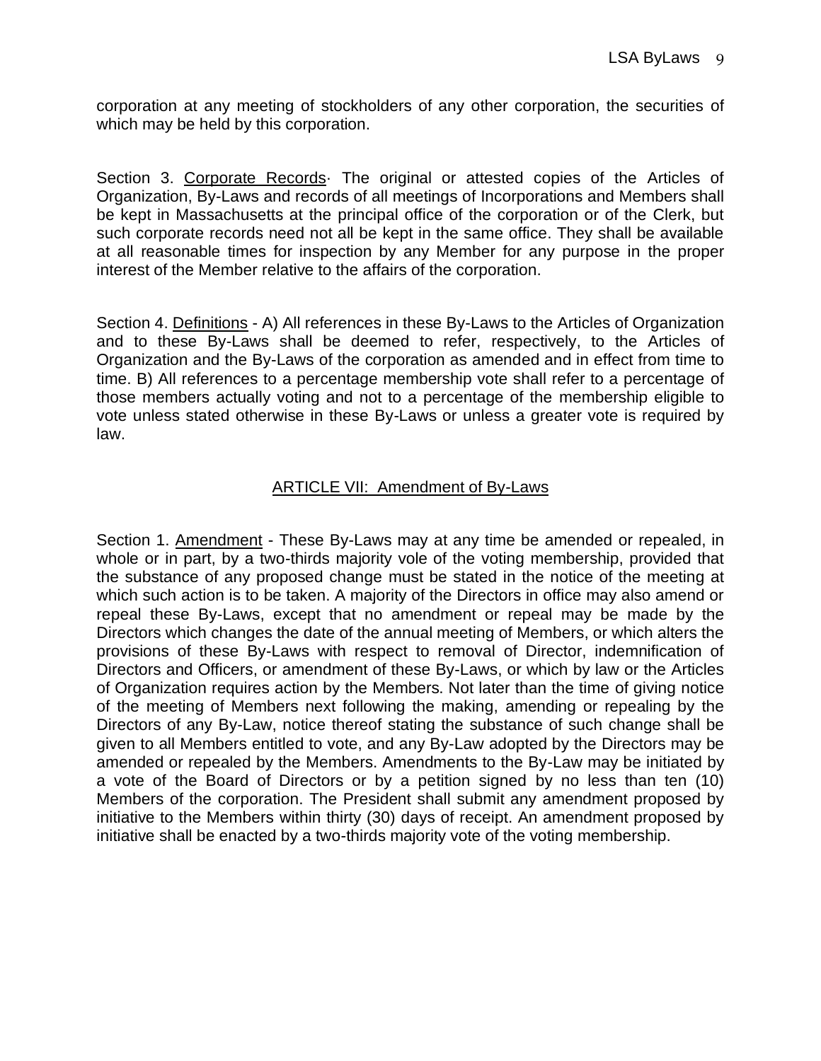corporation at any meeting of stockholders of any other corporation, the securities of which may be held by this corporation.

Section 3. Corporate Records· The original or attested copies of the Articles of Organization, By-Laws and records of all meetings of Incorporations and Members shall be kept in Massachusetts at the principal office of the corporation or of the Clerk, but such corporate records need not all be kept in the same office. They shall be available at all reasonable times for inspection by any Member for any purpose in the proper interest of the Member relative to the affairs of the corporation.

Section 4. Definitions - A) All references in these By-Laws to the Articles of Organization and to these By-Laws shall be deemed to refer, respectively, to the Articles of Organization and the By-Laws of the corporation as amended and in effect from time to time. B) All references to a percentage membership vote shall refer to a percentage of those members actually voting and not to a percentage of the membership eligible to vote unless stated otherwise in these By-Laws or unless a greater vote is required by law.

## ARTICLE VII: Amendment of By-Laws

Section 1. Amendment - These By-Laws may at any time be amended or repealed, in whole or in part, by a two-thirds majority vole of the voting membership, provided that the substance of any proposed change must be stated in the notice of the meeting at which such action is to be taken. A majority of the Directors in office may also amend or repeal these By-Laws, except that no amendment or repeal may be made by the Directors which changes the date of the annual meeting of Members, or which alters the provisions of these By-Laws with respect to removal of Director, indemnification of Directors and Officers, or amendment of these By-Laws, or which by law or the Articles of Organization requires action by the Members. Not later than the time of giving notice of the meeting of Members next following the making, amending or repealing by the Directors of any By-Law, notice thereof stating the substance of such change shall be given to all Members entitled to vote, and any By-Law adopted by the Directors may be amended or repealed by the Members. Amendments to the By-Law may be initiated by a vote of the Board of Directors or by a petition signed by no less than ten (10) Members of the corporation. The President shall submit any amendment proposed by initiative to the Members within thirty (30) days of receipt. An amendment proposed by initiative shall be enacted by a two-thirds majority vote of the voting membership.